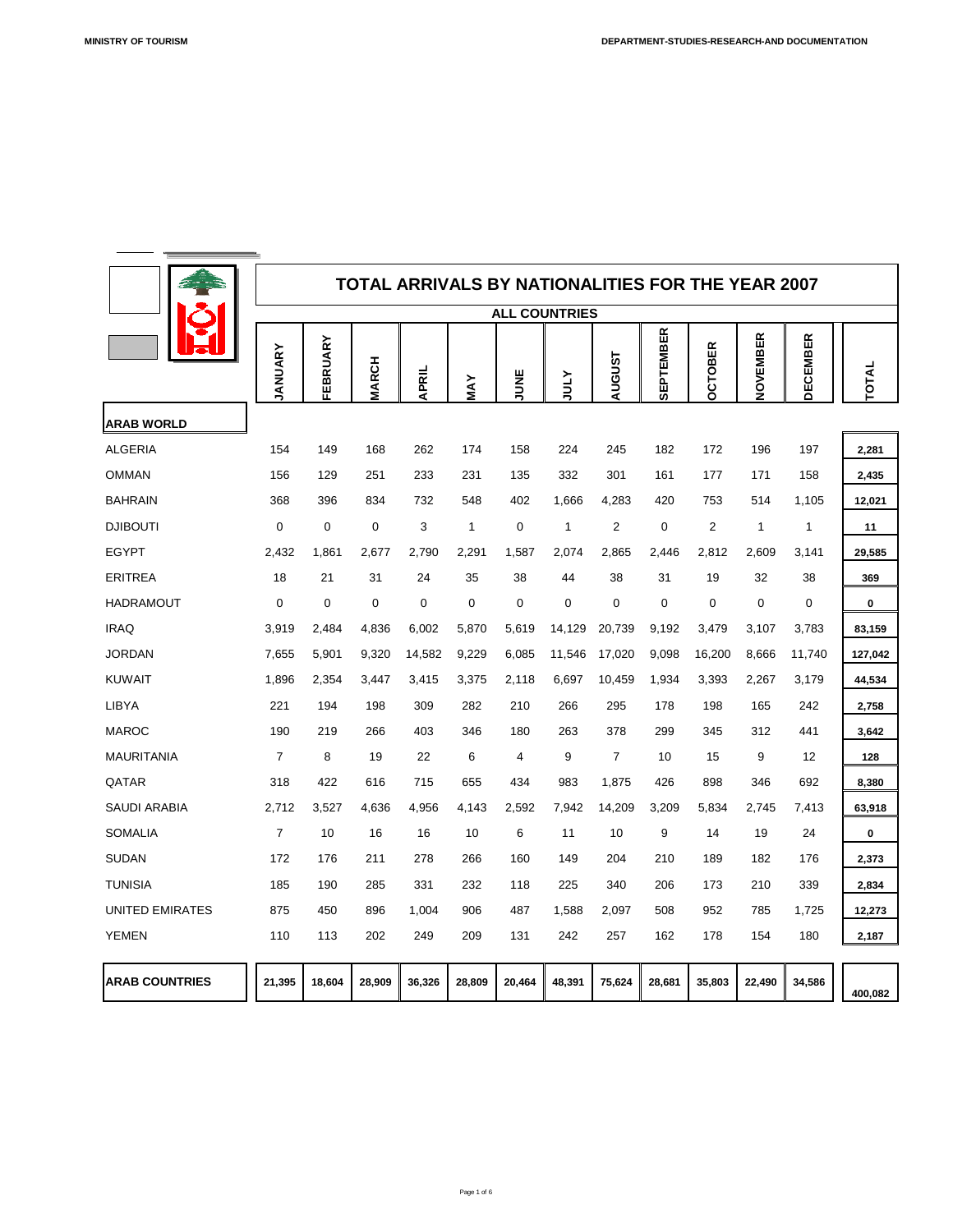# TOTAL ARRIVALS BY NATIONALITIES FOR THE YEAR 2007

## ALL COUNTRIES

| | JANUARY | FEBRUARY | MARCH | APRIL | MAY | JUNE | JULY | AUGUST | SEPTEMBER | OCTOBER | NOVEMBER | DECEMBER | TOTAL |
|---|---|---|---|---|---|---|---|---|---|---|---|---|---|
| **ARAB WORLD** | | | | | | | | | | | | | |
| ALGERIA | 154 | 149 | 168 | 262 | 174 | 158 | 224 | 245 | 182 | 172 | 196 | 197 | **2,281** |
| OMMAN | 156 | 129 | 251 | 233 | 231 | 135 | 332 | 301 | 161 | 177 | 171 | 158 | **2,435** |
| BAHRAIN | 368 | 396 | 834 | 732 | 548 | 402 | 1,666 | 4,283 | 420 | 753 | 514 | 1,105 | **12,021** |
| DJIBOUTI | 0 | 0 | 0 | 3 | 1 | 0 | 1 | 2 | 0 | 2 | 1 | 1 | **11** |
| EGYPT | 2,432 | 1,861 | 2,677 | 2,790 | 2,291 | 1,587 | 2,074 | 2,865 | 2,446 | 2,812 | 2,609 | 3,141 | **29,585** |
| ERITREA | 18 | 21 | 31 | 24 | 35 | 38 | 44 | 38 | 31 | 19 | 32 | 38 | **369** |
| HADRAMOUT | 0 | 0 | 0 | 0 | 0 | 0 | 0 | 0 | 0 | 0 | 0 | 0 | **0** |
| IRAQ | 3,919 | 2,484 | 4,836 | 6,002 | 5,870 | 5,619 | 14,129 | 20,739 | 9,192 | 3,479 | 3,107 | 3,783 | **83,159** |
| JORDAN | 7,655 | 5,901 | 9,320 | 14,582 | 9,229 | 6,085 | 11,546 | 17,020 | 9,098 | 16,200 | 8,666 | 11,740 | **127,042** |
| KUWAIT | 1,896 | 2,354 | 3,447 | 3,415 | 3,375 | 2,118 | 6,697 | 10,459 | 1,934 | 3,393 | 2,267 | 3,179 | **44,534** |
| LIBYA | 221 | 194 | 198 | 309 | 282 | 210 | 266 | 295 | 178 | 198 | 165 | 242 | **2,758** |
| MAROC | 190 | 219 | 266 | 403 | 346 | 180 | 263 | 378 | 299 | 345 | 312 | 441 | **3,642** |
| MAURITANIA | 7 | 8 | 19 | 22 | 6 | 4 | 9 | 7 | 10 | 15 | 9 | 12 | **128** |
| QATAR | 318 | 422 | 616 | 715 | 655 | 434 | 983 | 1,875 | 426 | 898 | 346 | 692 | **8,380** |
| SAUDI ARABIA | 2,712 | 3,527 | 4,636 | 4,956 | 4,143 | 2,592 | 7,942 | 14,209 | 3,209 | 5,834 | 2,745 | 7,413 | **63,918** |
| SOMALIA | 7 | 10 | 16 | 16 | 10 | 6 | 11 | 10 | 9 | 14 | 19 | 24 | **0** |
| SUDAN | 172 | 176 | 211 | 278 | 266 | 160 | 149 | 204 | 210 | 189 | 182 | 176 | **2,373** |
| TUNISIA | 185 | 190 | 285 | 331 | 232 | 118 | 225 | 340 | 206 | 173 | 210 | 339 | **2,834** |
| UNITED EMIRATES | 875 | 450 | 896 | 1,004 | 906 | 487 | 1,588 | 2,097 | 508 | 952 | 785 | 1,725 | **12,273** |
| YEMEN | 110 | 113 | 202 | 249 | 209 | 131 | 242 | 257 | 162 | 178 | 154 | 180 | **2,187** |
| **ARAB COUNTRIES** | **21,395** | **18,604** | **28,909** | **36,326** | **28,809** | **20,464** | **48,391** | **75,624** | **28,681** | **35,803** | **22,490** | **34,586** | **400,082** |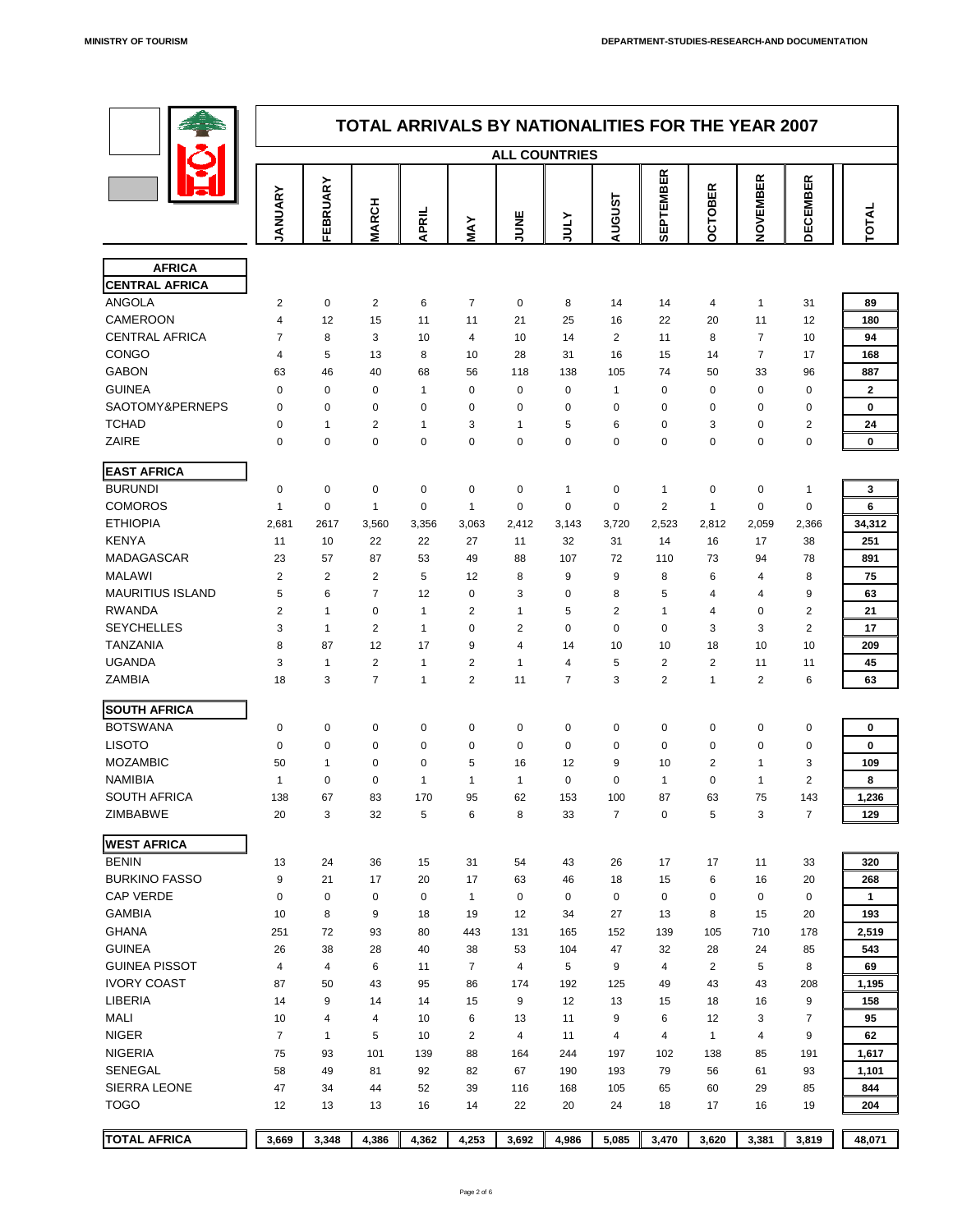# TOTAL ARRIVALS BY NATIONALITIES FOR THE YEAR 2007

## ALL COUNTRIES

| | JANUARY | FEBRUARY | MARCH | APRIL | MAY | JUNE | JULY | AUGUST | SEPTEMBER | OCTOBER | NOVEMBER | DECEMBER | TOTAL |
|---|---|---|---|---|---|---|---|---|---|---|---|---|---|
| **AFRICA** | | | | | | | | | | | | | |
| **CENTRAL AFRICA** | | | | | | | | | | | | | |
| ANGOLA | 2 | 0 | 2 | 6 | 7 | 0 | 8 | 14 | 14 | 4 | 1 | 31 | **89** |
| CAMEROON | 4 | 12 | 15 | 11 | 11 | 21 | 25 | 16 | 22 | 20 | 11 | 12 | **180** |
| CENTRAL AFRICA | 7 | 8 | 3 | 10 | 4 | 10 | 14 | 2 | 11 | 8 | 7 | 10 | **94** |
| CONGO | 4 | 5 | 13 | 8 | 10 | 28 | 31 | 16 | 15 | 14 | 7 | 17 | **168** |
| GABON | 63 | 46 | 40 | 68 | 56 | 118 | 138 | 105 | 74 | 50 | 33 | 96 | **887** |
| GUINEA | 0 | 0 | 0 | 1 | 0 | 0 | 0 | 1 | 0 | 0 | 0 | 0 | **2** |
| SAOTOMY&PERNEPS | 0 | 0 | 0 | 0 | 0 | 0 | 0 | 0 | 0 | 0 | 0 | 0 | **0** |
| TCHAD | 0 | 1 | 2 | 1 | 3 | 1 | 5 | 6 | 0 | 3 | 0 | 2 | **24** |
| ZAIRE | 0 | 0 | 0 | 0 | 0 | 0 | 0 | 0 | 0 | 0 | 0 | 0 | **0** |
| **EAST AFRICA** | | | | | | | | | | | | | |
| BURUNDI | 0 | 0 | 0 | 0 | 0 | 0 | 1 | 0 | 1 | 0 | 0 | 1 | **3** |
| COMOROS | 1 | 0 | 1 | 0 | 1 | 0 | 0 | 0 | 2 | 1 | 0 | 0 | **6** |
| ETHIOPIA | 2,681 | 2617 | 3,560 | 3,356 | 3,063 | 2,412 | 3,143 | 3,720 | 2,523 | 2,812 | 2,059 | 2,366 | **34,312** |
| KENYA | 11 | 10 | 22 | 22 | 27 | 11 | 32 | 31 | 14 | 16 | 17 | 38 | **251** |
| MADAGASCAR | 23 | 57 | 87 | 53 | 49 | 88 | 107 | 72 | 110 | 73 | 94 | 78 | **891** |
| MALAWI | 2 | 2 | 2 | 5 | 12 | 8 | 9 | 9 | 8 | 6 | 4 | 8 | **75** |
| MAURITIUS ISLAND | 5 | 6 | 7 | 12 | 0 | 3 | 0 | 8 | 5 | 4 | 4 | 9 | **63** |
| RWANDA | 2 | 1 | 0 | 1 | 2 | 1 | 5 | 2 | 1 | 4 | 0 | 2 | **21** |
| SEYCHELLES | 3 | 1 | 2 | 1 | 0 | 2 | 0 | 0 | 0 | 3 | 3 | 2 | **17** |
| TANZANIA | 8 | 87 | 12 | 17 | 9 | 4 | 14 | 10 | 10 | 18 | 10 | 10 | **209** |
| UGANDA | 3 | 1 | 2 | 1 | 2 | 1 | 4 | 5 | 2 | 2 | 11 | 11 | **45** |
| ZAMBIA | 18 | 3 | 7 | 1 | 2 | 11 | 7 | 3 | 2 | 1 | 2 | 6 | **63** |
| **SOUTH AFRICA** | | | | | | | | | | | | | |
| BOTSWANA | 0 | 0 | 0 | 0 | 0 | 0 | 0 | 0 | 0 | 0 | 0 | 0 | **0** |
| LISOTO | 0 | 0 | 0 | 0 | 0 | 0 | 0 | 0 | 0 | 0 | 0 | 0 | **0** |
| MOZAMBIC | 50 | 1 | 0 | 0 | 5 | 16 | 12 | 9 | 10 | 2 | 1 | 3 | **109** |
| NAMIBIA | 1 | 0 | 0 | 1 | 1 | 1 | 0 | 0 | 1 | 0 | 1 | 2 | **8** |
| SOUTH AFRICA | 138 | 67 | 83 | 170 | 95 | 62 | 153 | 100 | 87 | 63 | 75 | 143 | **1,236** |
| ZIMBABWE | 20 | 3 | 32 | 5 | 6 | 8 | 33 | 7 | 0 | 5 | 3 | 7 | **129** |
| **WEST AFRICA** | | | | | | | | | | | | | |
| BENIN | 13 | 24 | 36 | 15 | 31 | 54 | 43 | 26 | 17 | 17 | 11 | 33 | **320** |
| BURKINO FASSO | 9 | 21 | 17 | 20 | 17 | 63 | 46 | 18 | 15 | 6 | 16 | 20 | **268** |
| CAP VERDE | 0 | 0 | 0 | 0 | 1 | 0 | 0 | 0 | 0 | 0 | 0 | 0 | **1** |
| GAMBIA | 10 | 8 | 9 | 18 | 19 | 12 | 34 | 27 | 13 | 8 | 15 | 20 | **193** |
| GHANA | 251 | 72 | 93 | 80 | 443 | 131 | 165 | 152 | 139 | 105 | 710 | 178 | **2,519** |
| GUINEA | 26 | 38 | 28 | 40 | 38 | 53 | 104 | 47 | 32 | 28 | 24 | 85 | **543** |
| GUINEA PISSOT | 4 | 4 | 6 | 11 | 7 | 4 | 5 | 9 | 4 | 2 | 5 | 8 | **69** |
| IVORY COAST | 87 | 50 | 43 | 95 | 86 | 174 | 192 | 125 | 49 | 43 | 43 | 208 | **1,195** |
| LIBERIA | 14 | 9 | 14 | 14 | 15 | 9 | 12 | 13 | 15 | 18 | 16 | 9 | **158** |
| MALI | 10 | 4 | 4 | 10 | 6 | 13 | 11 | 9 | 6 | 12 | 3 | 7 | **95** |
| NIGER | 7 | 1 | 5 | 10 | 2 | 4 | 11 | 4 | 4 | 1 | 4 | 9 | **62** |
| NIGERIA | 75 | 93 | 101 | 139 | 88 | 164 | 244 | 197 | 102 | 138 | 85 | 191 | **1,617** |
| SENEGAL | 58 | 49 | 81 | 92 | 82 | 67 | 190 | 193 | 79 | 56 | 61 | 93 | **1,101** |
| SIERRA LEONE | 47 | 34 | 44 | 52 | 39 | 116 | 168 | 105 | 65 | 60 | 29 | 85 | **844** |
| TOGO | 12 | 13 | 13 | 16 | 14 | 22 | 20 | 24 | 18 | 17 | 16 | 19 | **204** |
| **TOTAL AFRICA** | **3,669** | **3,348** | **4,386** | **4,362** | **4,253** | **3,692** | **4,986** | **5,085** | **3,470** | **3,620** | **3,381** | **3,819** | **48,071** |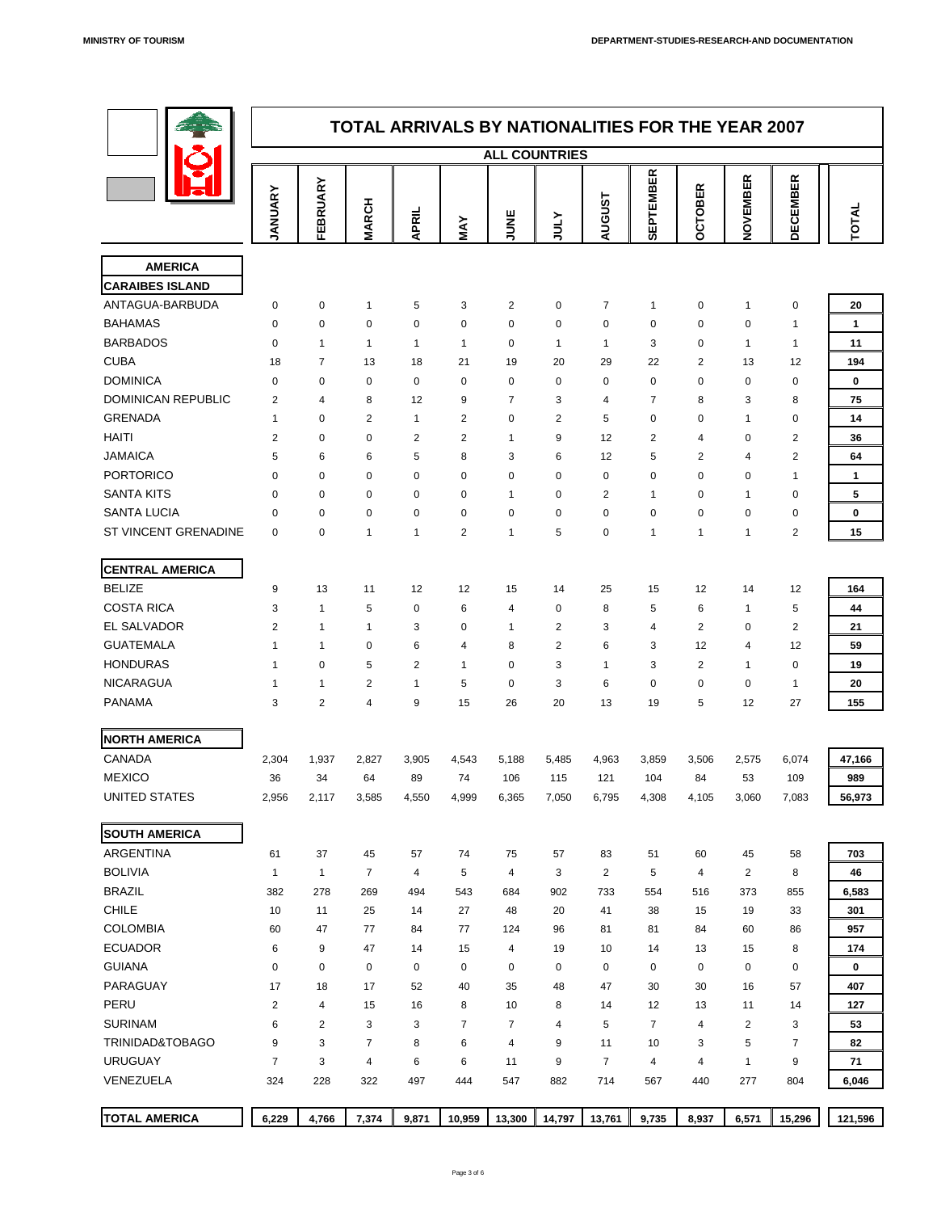# TOTAL ARRIVALS BY NATIONALITIES FOR THE YEAR 2007

## ALL COUNTRIES

| | JANUARY | FEBRUARY | MARCH | APRIL | MAY | JUNE | JULY | AUGUST | SEPTEMBER | OCTOBER | NOVEMBER | DECEMBER | TOTAL |
|---|---|---|---|---|---|---|---|---|---|---|---|---|---|
| **AMERICA** | | | | | | | | | | | | | |
| **CARAIBES ISLAND** | | | | | | | | | | | | | |
| ANTAGUA-BARBUDA | 0 | 0 | 1 | 5 | 3 | 2 | 0 | 7 | 1 | 0 | 1 | 0 | **20** |
| BAHAMAS | 0 | 0 | 0 | 0 | 0 | 0 | 0 | 0 | 0 | 0 | 0 | 1 | **1** |
| BARBADOS | 0 | 1 | 1 | 1 | 1 | 0 | 1 | 1 | 3 | 0 | 1 | 1 | **11** |
| CUBA | 18 | 7 | 13 | 18 | 21 | 19 | 20 | 29 | 22 | 2 | 13 | 12 | **194** |
| DOMINICA | 0 | 0 | 0 | 0 | 0 | 0 | 0 | 0 | 0 | 0 | 0 | 0 | **0** |
| DOMINICAN REPUBLIC | 2 | 4 | 8 | 12 | 9 | 7 | 3 | 4 | 7 | 8 | 3 | 8 | **75** |
| GRENADA | 1 | 0 | 2 | 1 | 2 | 0 | 2 | 5 | 0 | 0 | 1 | 0 | **14** |
| HAITI | 2 | 0 | 0 | 2 | 2 | 1 | 9 | 12 | 2 | 4 | 0 | 2 | **36** |
| JAMAICA | 5 | 6 | 6 | 5 | 8 | 3 | 6 | 12 | 5 | 2 | 4 | 2 | **64** |
| PORTORICO | 0 | 0 | 0 | 0 | 0 | 0 | 0 | 0 | 0 | 0 | 0 | 1 | **1** |
| SANTA KITS | 0 | 0 | 0 | 0 | 0 | 1 | 0 | 2 | 1 | 0 | 1 | 0 | **5** |
| SANTA LUCIA | 0 | 0 | 0 | 0 | 0 | 0 | 0 | 0 | 0 | 0 | 0 | 0 | **0** |
| ST VINCENT GRENADINE | 0 | 0 | 1 | 1 | 2 | 1 | 5 | 0 | 1 | 1 | 1 | 2 | **15** |
| **CENTRAL AMERICA** | | | | | | | | | | | | | |
| BELIZE | 9 | 13 | 11 | 12 | 12 | 15 | 14 | 25 | 15 | 12 | 14 | 12 | **164** |
| COSTA RICA | 3 | 1 | 5 | 0 | 6 | 4 | 0 | 8 | 5 | 6 | 1 | 5 | **44** |
| EL SALVADOR | 2 | 1 | 1 | 3 | 0 | 1 | 2 | 3 | 4 | 2 | 0 | 2 | **21** |
| GUATEMALA | 1 | 1 | 0 | 6 | 4 | 8 | 2 | 6 | 3 | 12 | 4 | 12 | **59** |
| HONDURAS | 1 | 0 | 5 | 2 | 1 | 0 | 3 | 1 | 3 | 2 | 1 | 0 | **19** |
| NICARAGUA | 1 | 1 | 2 | 1 | 5 | 0 | 3 | 6 | 0 | 0 | 0 | 1 | **20** |
| PANAMA | 3 | 2 | 4 | 9 | 15 | 26 | 20 | 13 | 19 | 5 | 12 | 27 | **155** |
| **NORTH AMERICA** | | | | | | | | | | | | | |
| CANADA | 2,304 | 1,937 | 2,827 | 3,905 | 4,543 | 5,188 | 5,485 | 4,963 | 3,859 | 3,506 | 2,575 | 6,074 | **47,166** |
| MEXICO | 36 | 34 | 64 | 89 | 74 | 106 | 115 | 121 | 104 | 84 | 53 | 109 | **989** |
| UNITED STATES | 2,956 | 2,117 | 3,585 | 4,550 | 4,999 | 6,365 | 7,050 | 6,795 | 4,308 | 4,105 | 3,060 | 7,083 | **56,973** |
| **SOUTH AMERICA** | | | | | | | | | | | | | |
| ARGENTINA | 61 | 37 | 45 | 57 | 74 | 75 | 57 | 83 | 51 | 60 | 45 | 58 | **703** |
| BOLIVIA | 1 | 1 | 7 | 4 | 5 | 4 | 3 | 2 | 5 | 4 | 2 | 8 | **46** |
| BRAZIL | 382 | 278 | 269 | 494 | 543 | 684 | 902 | 733 | 554 | 516 | 373 | 855 | **6,583** |
| CHILE | 10 | 11 | 25 | 14 | 27 | 48 | 20 | 41 | 38 | 15 | 19 | 33 | **301** |
| COLOMBIA | 60 | 47 | 77 | 84 | 77 | 124 | 96 | 81 | 81 | 84 | 60 | 86 | **957** |
| ECUADOR | 6 | 9 | 47 | 14 | 15 | 4 | 19 | 10 | 14 | 13 | 15 | 8 | **174** |
| GUIANA | 0 | 0 | 0 | 0 | 0 | 0 | 0 | 0 | 0 | 0 | 0 | 0 | **0** |
| PARAGUAY | 17 | 18 | 17 | 52 | 40 | 35 | 48 | 47 | 30 | 30 | 16 | 57 | **407** |
| PERU | 2 | 4 | 15 | 16 | 8 | 10 | 8 | 14 | 12 | 13 | 11 | 14 | **127** |
| SURINAM | 6 | 2 | 3 | 3 | 7 | 7 | 4 | 5 | 7 | 4 | 2 | 3 | **53** |
| TRINIDAD&TOBAGO | 9 | 3 | 7 | 8 | 6 | 4 | 9 | 11 | 10 | 3 | 5 | 7 | **82** |
| URUGUAY | 7 | 3 | 4 | 6 | 6 | 11 | 9 | 7 | 4 | 4 | 1 | 9 | **71** |
| VENEZUELA | 324 | 228 | 322 | 497 | 444 | 547 | 882 | 714 | 567 | 440 | 277 | 804 | **6,046** |
| **TOTAL AMERICA** | **6,229** | **4,766** | **7,374** | **9,871** | **10,959** | **13,300** | **14,797** | **13,761** | **9,735** | **8,937** | **6,571** | **15,296** | **121,596** |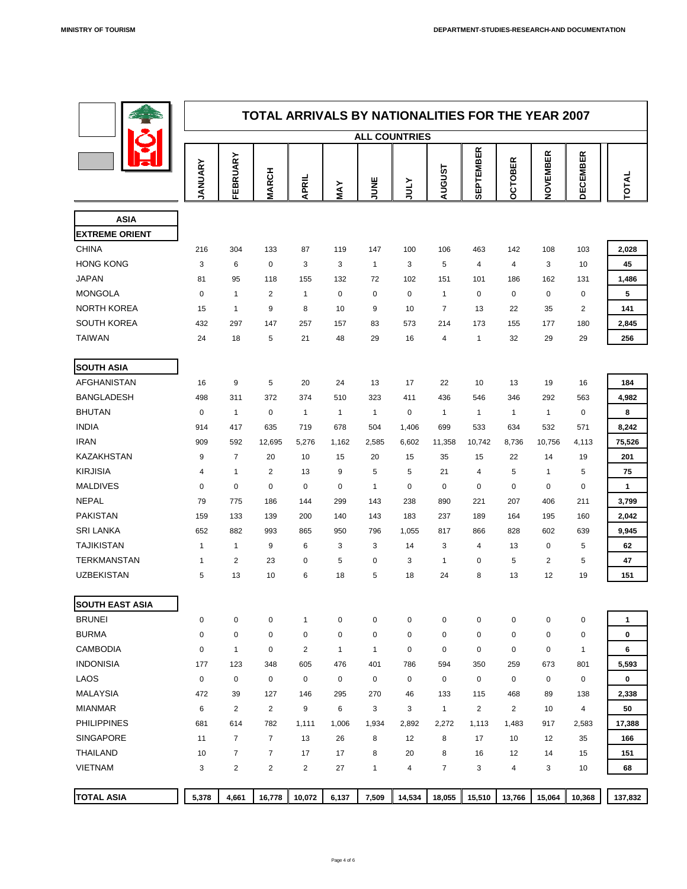# TOTAL ARRIVALS BY NATIONALITIES FOR THE YEAR 2007

## ALL COUNTRIES

| | JANUARY | FEBRUARY | MARCH | APRIL | MAY | JUNE | JULY | AUGUST | SEPTEMBER | OCTOBER | NOVEMBER | DECEMBER | TOTAL |
|---|---|---|---|---|---|---|---|---|---|---|---|---|---|
| **ASIA** | | | | | | | | | | | | | |
| **EXTREME ORIENT** | | | | | | | | | | | | | |
| CHINA | 216 | 304 | 133 | 87 | 119 | 147 | 100 | 106 | 463 | 142 | 108 | 103 | **2,028** |
| HONG KONG | 3 | 6 | 0 | 3 | 3 | 1 | 3 | 5 | 4 | 4 | 3 | 10 | **45** |
| JAPAN | 81 | 95 | 118 | 155 | 132 | 72 | 102 | 151 | 101 | 186 | 162 | 131 | **1,486** |
| MONGOLA | 0 | 1 | 2 | 1 | 0 | 0 | 0 | 1 | 0 | 0 | 0 | 0 | **5** |
| NORTH KOREA | 15 | 1 | 9 | 8 | 10 | 9 | 10 | 7 | 13 | 22 | 35 | 2 | **141** |
| SOUTH KOREA | 432 | 297 | 147 | 257 | 157 | 83 | 573 | 214 | 173 | 155 | 177 | 180 | **2,845** |
| TAIWAN | 24 | 18 | 5 | 21 | 48 | 29 | 16 | 4 | 1 | 32 | 29 | 29 | **256** |
| **SOUTH ASIA** | | | | | | | | | | | | | |
| AFGHANISTAN | 16 | 9 | 5 | 20 | 24 | 13 | 17 | 22 | 10 | 13 | 19 | 16 | **184** |
| BANGLADESH | 498 | 311 | 372 | 374 | 510 | 323 | 411 | 436 | 546 | 346 | 292 | 563 | **4,982** |
| BHUTAN | 0 | 1 | 0 | 1 | 1 | 1 | 0 | 1 | 1 | 1 | 1 | 0 | **8** |
| INDIA | 914 | 417 | 635 | 719 | 678 | 504 | 1,406 | 699 | 533 | 634 | 532 | 571 | **8,242** |
| IRAN | 909 | 592 | 12,695 | 5,276 | 1,162 | 2,585 | 6,602 | 11,358 | 10,742 | 8,736 | 10,756 | 4,113 | **75,526** |
| KAZAKHSTAN | 9 | 7 | 20 | 10 | 15 | 20 | 15 | 35 | 15 | 22 | 14 | 19 | **201** |
| KIRJISIA | 4 | 1 | 2 | 13 | 9 | 5 | 5 | 21 | 4 | 5 | 1 | 5 | **75** |
| MALDIVES | 0 | 0 | 0 | 0 | 0 | 1 | 0 | 0 | 0 | 0 | 0 | 0 | **1** |
| NEPAL | 79 | 775 | 186 | 144 | 299 | 143 | 238 | 890 | 221 | 207 | 406 | 211 | **3,799** |
| PAKISTAN | 159 | 133 | 139 | 200 | 140 | 143 | 183 | 237 | 189 | 164 | 195 | 160 | **2,042** |
| SRI LANKA | 652 | 882 | 993 | 865 | 950 | 796 | 1,055 | 817 | 866 | 828 | 602 | 639 | **9,945** |
| TAJIKISTAN | 1 | 1 | 9 | 6 | 3 | 3 | 14 | 3 | 4 | 13 | 0 | 5 | **62** |
| TERKMANSTAN | 1 | 2 | 23 | 0 | 5 | 0 | 3 | 1 | 0 | 5 | 2 | 5 | **47** |
| UZBEKISTAN | 5 | 13 | 10 | 6 | 18 | 5 | 18 | 24 | 8 | 13 | 12 | 19 | **151** |
| **SOUTH EAST ASIA** | | | | | | | | | | | | | |
| BRUNEI | 0 | 0 | 0 | 1 | 0 | 0 | 0 | 0 | 0 | 0 | 0 | 0 | **1** |
| BURMA | 0 | 0 | 0 | 0 | 0 | 0 | 0 | 0 | 0 | 0 | 0 | 0 | **0** |
| CAMBODIA | 0 | 1 | 0 | 2 | 1 | 1 | 0 | 0 | 0 | 0 | 0 | 1 | **6** |
| INDONISIA | 177 | 123 | 348 | 605 | 476 | 401 | 786 | 594 | 350 | 259 | 673 | 801 | **5,593** |
| LAOS | 0 | 0 | 0 | 0 | 0 | 0 | 0 | 0 | 0 | 0 | 0 | 0 | **0** |
| MALAYSIA | 472 | 39 | 127 | 146 | 295 | 270 | 46 | 133 | 115 | 468 | 89 | 138 | **2,338** |
| MIANMAR | 6 | 2 | 2 | 9 | 6 | 3 | 3 | 1 | 2 | 2 | 10 | 4 | **50** |
| PHILIPPINES | 681 | 614 | 782 | 1,111 | 1,006 | 1,934 | 2,892 | 2,272 | 1,113 | 1,483 | 917 | 2,583 | **17,388** |
| SINGAPORE | 11 | 7 | 7 | 13 | 26 | 8 | 12 | 8 | 17 | 10 | 12 | 35 | **166** |
| THAILAND | 10 | 7 | 7 | 17 | 17 | 8 | 20 | 8 | 16 | 12 | 14 | 15 | **151** |
| VIETNAM | 3 | 2 | 2 | 2 | 27 | 1 | 4 | 7 | 3 | 4 | 3 | 10 | **68** |
| **TOTAL ASIA** | **5,378** | **4,661** | **16,778** | **10,072** | **6,137** | **7,509** | **14,534** | **18,055** | **15,510** | **13,766** | **15,064** | **10,368** | **137,832** |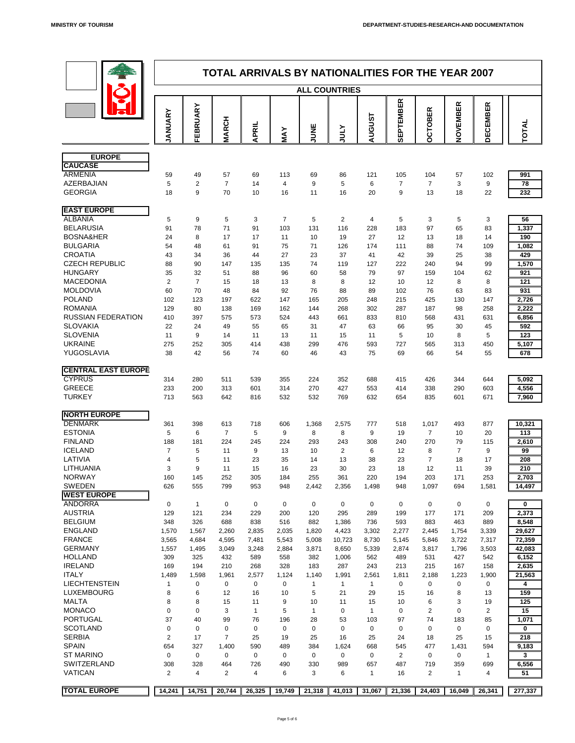# TOTAL ARRIVALS BY NATIONALITIES FOR THE YEAR 2007

## ALL COUNTRIES

| | JANUARY | FEBRUARY | MARCH | APRIL | MAY | JUNE | JULY | AUGUST | SEPTEMBER | OCTOBER | NOVEMBER | DECEMBER | TOTAL |
|---|---|---|---|---|---|---|---|---|---|---|---|---|---|
| **EUROPE** | | | | | | | | | | | | | |
| **CAUCASE** | | | | | | | | | | | | | |
| ARMENIA | 59 | 49 | 57 | 69 | 113 | 69 | 86 | 121 | 105 | 104 | 57 | 102 | 991 |
| AZERBAJIAN | 5 | 2 | 7 | 14 | 4 | 9 | 5 | 6 | 7 | 7 | 3 | 9 | 78 |
| GEORGIA | 18 | 9 | 70 | 10 | 16 | 11 | 16 | 20 | 9 | 13 | 18 | 22 | 232 |
| **EAST EUROPE** | | | | | | | | | | | | | |
| ALBANIA | 5 | 9 | 5 | 3 | 7 | 5 | 2 | 4 | 5 | 3 | 5 | 3 | 56 |
| BELARUSIA | 91 | 78 | 71 | 91 | 103 | 131 | 116 | 228 | 183 | 97 | 65 | 83 | 1,337 |
| BOSNA&HER | 24 | 8 | 17 | 17 | 11 | 10 | 19 | 27 | 12 | 13 | 18 | 14 | 190 |
| BULGARIA | 54 | 48 | 61 | 91 | 75 | 71 | 126 | 174 | 111 | 88 | 74 | 109 | 1,082 |
| CROATIA | 43 | 34 | 36 | 44 | 27 | 23 | 37 | 41 | 42 | 39 | 25 | 38 | 429 |
| CZECH REPUBLIC | 88 | 90 | 147 | 135 | 135 | 74 | 119 | 127 | 222 | 240 | 94 | 99 | 1,570 |
| HUNGARY | 35 | 32 | 51 | 88 | 96 | 60 | 58 | 79 | 97 | 159 | 104 | 62 | 921 |
| MACEDONIA | 2 | 7 | 15 | 18 | 13 | 8 | 8 | 12 | 10 | 12 | 8 | 8 | 121 |
| MOLDOVIA | 60 | 70 | 48 | 84 | 92 | 76 | 88 | 89 | 102 | 76 | 63 | 83 | 931 |
| POLAND | 102 | 123 | 197 | 622 | 147 | 165 | 205 | 248 | 215 | 425 | 130 | 147 | 2,726 |
| ROMANIA | 129 | 80 | 138 | 169 | 162 | 144 | 268 | 302 | 287 | 187 | 98 | 258 | 2,222 |
| RUSSIAN FEDERATION | 410 | 397 | 575 | 573 | 524 | 443 | 661 | 833 | 810 | 568 | 431 | 631 | 6,856 |
| SLOVAKIA | 22 | 24 | 49 | 55 | 65 | 31 | 47 | 63 | 66 | 95 | 30 | 45 | 592 |
| SLOVENIA | 11 | 9 | 14 | 11 | 13 | 11 | 15 | 11 | 5 | 10 | 8 | 5 | 123 |
| UKRAINE | 275 | 252 | 305 | 414 | 438 | 299 | 476 | 593 | 727 | 565 | 313 | 450 | 5,107 |
| YUGOSLAVIA | 38 | 42 | 56 | 74 | 60 | 46 | 43 | 75 | 69 | 66 | 54 | 55 | 678 |
| **CENTRAL EAST EUROPE** | | | | | | | | | | | | | |
| CYPRUS | 314 | 280 | 511 | 539 | 355 | 224 | 352 | 688 | 415 | 426 | 344 | 644 | 5,092 |
| GREECE | 233 | 200 | 313 | 601 | 314 | 270 | 427 | 553 | 414 | 338 | 290 | 603 | 4,556 |
| TURKEY | 713 | 563 | 642 | 816 | 532 | 532 | 769 | 632 | 654 | 835 | 601 | 671 | 7,960 |
| **NORTH EUROPE** | | | | | | | | | | | | | |
| DENMARK | 361 | 398 | 613 | 718 | 606 | 1,368 | 2,575 | 777 | 518 | 1,017 | 493 | 877 | 10,321 |
| ESTONIA | 5 | 6 | 7 | 5 | 9 | 8 | 8 | 9 | 19 | 7 | 10 | 20 | 113 |
| FINLAND | 188 | 181 | 224 | 245 | 224 | 293 | 243 | 308 | 240 | 270 | 79 | 115 | 2,610 |
| ICELAND | 7 | 5 | 11 | 9 | 13 | 10 | 2 | 6 | 12 | 8 | 7 | 9 | 99 |
| LATIVIA | 4 | 5 | 11 | 23 | 35 | 14 | 13 | 38 | 23 | 7 | 18 | 17 | 208 |
| LITHUANIA | 3 | 9 | 11 | 15 | 16 | 23 | 30 | 23 | 18 | 12 | 11 | 39 | 210 |
| NORWAY | 160 | 145 | 252 | 305 | 184 | 255 | 361 | 220 | 194 | 203 | 171 | 253 | 2,703 |
| SWEDEN | 626 | 555 | 799 | 953 | 948 | 2,442 | 2,356 | 1,498 | 948 | 1,097 | 694 | 1,581 | 14,497 |
| **WEST EUROPE** | | | | | | | | | | | | | |
| ANDORRA | 0 | 1 | 0 | 0 | 0 | 0 | 0 | 0 | 0 | 0 | 0 | 0 | 0 |
| AUSTRIA | 129 | 121 | 234 | 229 | 200 | 120 | 295 | 289 | 199 | 177 | 171 | 209 | 2,373 |
| BELGIUM | 348 | 326 | 688 | 838 | 516 | 882 | 1,386 | 736 | 593 | 883 | 463 | 889 | 8,548 |
| ENGLAND | 1,570 | 1,567 | 2,260 | 2,835 | 2,035 | 1,820 | 4,423 | 3,302 | 2,277 | 2,445 | 1,754 | 3,339 | 29,627 |
| FRANCE | 3,565 | 4,684 | 4,595 | 7,481 | 5,543 | 5,008 | 10,723 | 8,730 | 5,145 | 5,846 | 3,722 | 7,317 | 72,359 |
| GERMANY | 1,557 | 1,495 | 3,049 | 3,248 | 2,884 | 3,871 | 8,650 | 5,339 | 2,874 | 3,817 | 1,796 | 3,503 | 42,083 |
| HOLLAND | 309 | 325 | 432 | 589 | 558 | 382 | 1,006 | 562 | 489 | 531 | 427 | 542 | 6,152 |
| IRELAND | 169 | 194 | 210 | 268 | 328 | 183 | 287 | 243 | 213 | 215 | 167 | 158 | 2,635 |
| ITALY | 1,489 | 1,598 | 1,961 | 2,577 | 1,124 | 1,140 | 1,991 | 2,561 | 1,811 | 2,188 | 1,223 | 1,900 | 21,563 |
| LIECHTENSTEIN | 1 | 0 | 0 | 0 | 0 | 1 | 1 | 1 | 0 | 0 | 0 | 0 | 4 |
| LUXEMBOURG | 8 | 6 | 12 | 16 | 10 | 5 | 21 | 29 | 15 | 16 | 8 | 13 | 159 |
| MALTA | 8 | 8 | 15 | 11 | 9 | 10 | 11 | 15 | 10 | 6 | 3 | 19 | 125 |
| MONACO | 0 | 0 | 3 | 1 | 5 | 1 | 0 | 1 | 0 | 2 | 0 | 2 | 15 |
| PORTUGAL | 37 | 40 | 99 | 76 | 196 | 28 | 53 | 103 | 97 | 74 | 183 | 85 | 1,071 |
| SCOTLAND | 0 | 0 | 0 | 0 | 0 | 0 | 0 | 0 | 0 | 0 | 0 | 0 | 0 |
| SERBIA | 2 | 17 | 7 | 25 | 19 | 25 | 16 | 25 | 24 | 18 | 25 | 15 | 218 |
| SPAIN | 654 | 327 | 1,400 | 590 | 489 | 384 | 1,624 | 668 | 545 | 477 | 1,431 | 594 | 9,183 |
| ST MARINO | 0 | 0 | 0 | 0 | 0 | 0 | 0 | 0 | 2 | 0 | 0 | 1 | 3 |
| SWITZERLAND | 308 | 328 | 464 | 726 | 490 | 330 | 989 | 657 | 487 | 719 | 359 | 699 | 6,556 |
| VATICAN | 2 | 4 | 2 | 4 | 6 | 3 | 6 | 1 | 16 | 2 | 1 | 4 | 51 |
| **TOTAL EUROPE** | **14,241** | **14,751** | **20,744** | **26,325** | **19,749** | **21,318** | **41,013** | **31,067** | **21,336** | **24,403** | **16,049** | **26,341** | **277,337** |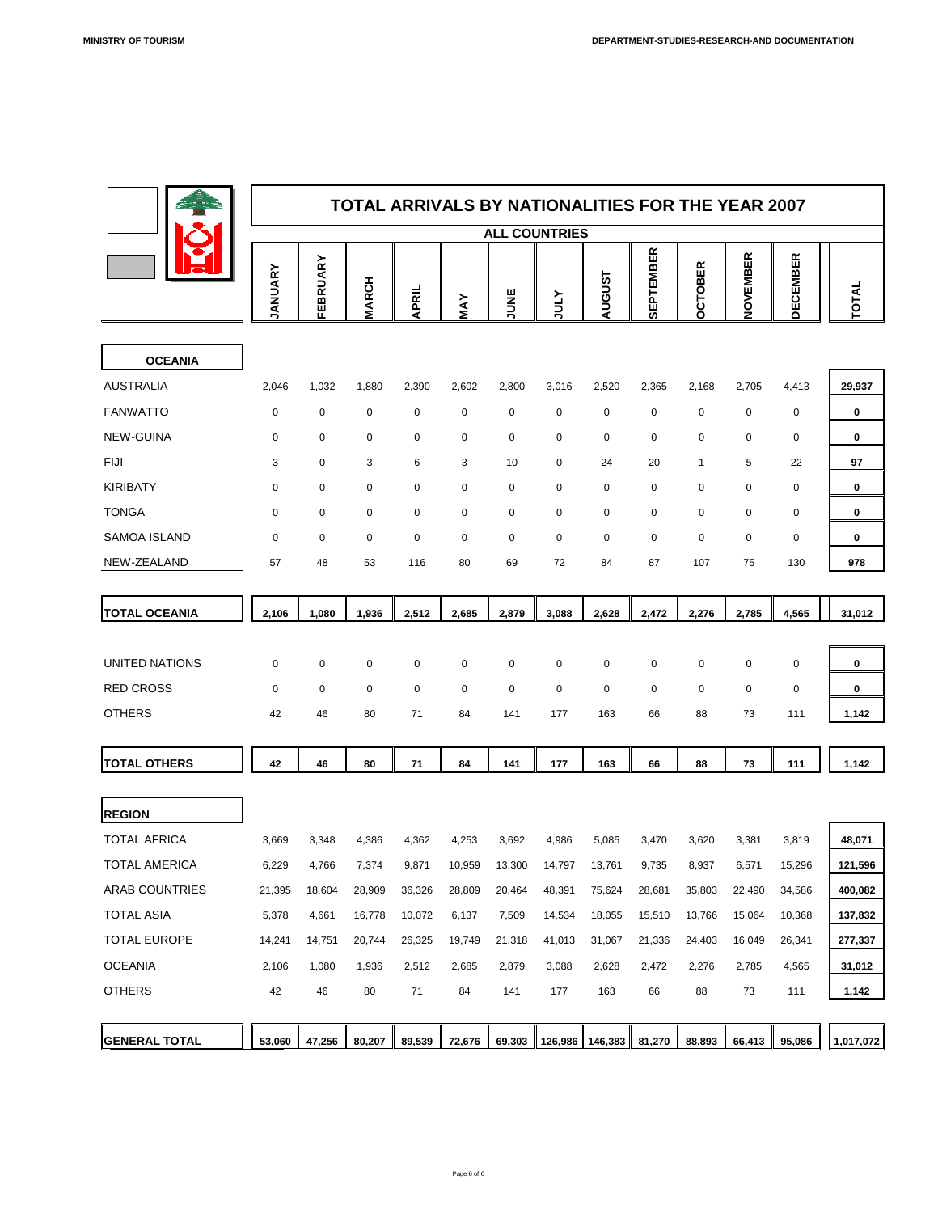## TOTAL ARRIVALS BY NATIONALITIES FOR THE YEAR 2007

### ALL COUNTRIES

| | JANUARY | FEBRUARY | MARCH | APRIL | MAY | JUNE | JULY | AUGUST | SEPTEMBER | OCTOBER | NOVEMBER | DECEMBER | TOTAL |
|---|---|---|---|---|---|---|---|---|---|---|---|---|---|
| **OCEANIA** | | | | | | | | | | | | | |
| AUSTRALIA | 2,046 | 1,032 | 1,880 | 2,390 | 2,602 | 2,800 | 3,016 | 2,520 | 2,365 | 2,168 | 2,705 | 4,413 | **29,937** |
| FANWATTO | 0 | 0 | 0 | 0 | 0 | 0 | 0 | 0 | 0 | 0 | 0 | 0 | **0** |
| NEW-GUINA | 0 | 0 | 0 | 0 | 0 | 0 | 0 | 0 | 0 | 0 | 0 | 0 | **0** |
| FIJI | 3 | 0 | 3 | 6 | 3 | 10 | 0 | 24 | 20 | 1 | 5 | 22 | **97** |
| KIRIBATY | 0 | 0 | 0 | 0 | 0 | 0 | 0 | 0 | 0 | 0 | 0 | 0 | **0** |
| TONGA | 0 | 0 | 0 | 0 | 0 | 0 | 0 | 0 | 0 | 0 | 0 | 0 | **0** |
| SAMOA ISLAND | 0 | 0 | 0 | 0 | 0 | 0 | 0 | 0 | 0 | 0 | 0 | 0 | **0** |
| NEW-ZEALAND | 57 | 48 | 53 | 116 | 80 | 69 | 72 | 84 | 87 | 107 | 75 | 130 | **978** |
| **TOTAL OCEANIA** | **2,106** | **1,080** | **1,936** | **2,512** | **2,685** | **2,879** | **3,088** | **2,628** | **2,472** | **2,276** | **2,785** | **4,565** | **31,012** |
| UNITED NATIONS | 0 | 0 | 0 | 0 | 0 | 0 | 0 | 0 | 0 | 0 | 0 | 0 | **0** |
| RED CROSS | 0 | 0 | 0 | 0 | 0 | 0 | 0 | 0 | 0 | 0 | 0 | 0 | **0** |
| OTHERS | 42 | 46 | 80 | 71 | 84 | 141 | 177 | 163 | 66 | 88 | 73 | 111 | **1,142** |
| **TOTAL OTHERS** | **42** | **46** | **80** | **71** | **84** | **141** | **177** | **163** | **66** | **88** | **73** | **111** | **1,142** |
| **REGION** | | | | | | | | | | | | | |
| TOTAL AFRICA | 3,669 | 3,348 | 4,386 | 4,362 | 4,253 | 3,692 | 4,986 | 5,085 | 3,470 | 3,620 | 3,381 | 3,819 | **48,071** |
| TOTAL AMERICA | 6,229 | 4,766 | 7,374 | 9,871 | 10,959 | 13,300 | 14,797 | 13,761 | 9,735 | 8,937 | 6,571 | 15,296 | **121,596** |
| ARAB COUNTRIES | 21,395 | 18,604 | 28,909 | 36,326 | 28,809 | 20,464 | 48,391 | 75,624 | 28,681 | 35,803 | 22,490 | 34,586 | **400,082** |
| TOTAL ASIA | 5,378 | 4,661 | 16,778 | 10,072 | 6,137 | 7,509 | 14,534 | 18,055 | 15,510 | 13,766 | 15,064 | 10,368 | **137,832** |
| TOTAL EUROPE | 14,241 | 14,751 | 20,744 | 26,325 | 19,749 | 21,318 | 41,013 | 31,067 | 21,336 | 24,403 | 16,049 | 26,341 | **277,337** |
| OCEANIA | 2,106 | 1,080 | 1,936 | 2,512 | 2,685 | 2,879 | 3,088 | 2,628 | 2,472 | 2,276 | 2,785 | 4,565 | **31,012** |
| OTHERS | 42 | 46 | 80 | 71 | 84 | 141 | 177 | 163 | 66 | 88 | 73 | 111 | **1,142** |
| **GENERAL TOTAL** | **53,060** | **47,256** | **80,207** | **89,539** | **72,676** | **69,303** | **126,986** | **146,383** | **81,270** | **88,893** | **66,413** | **95,086** | **1,017,072** |